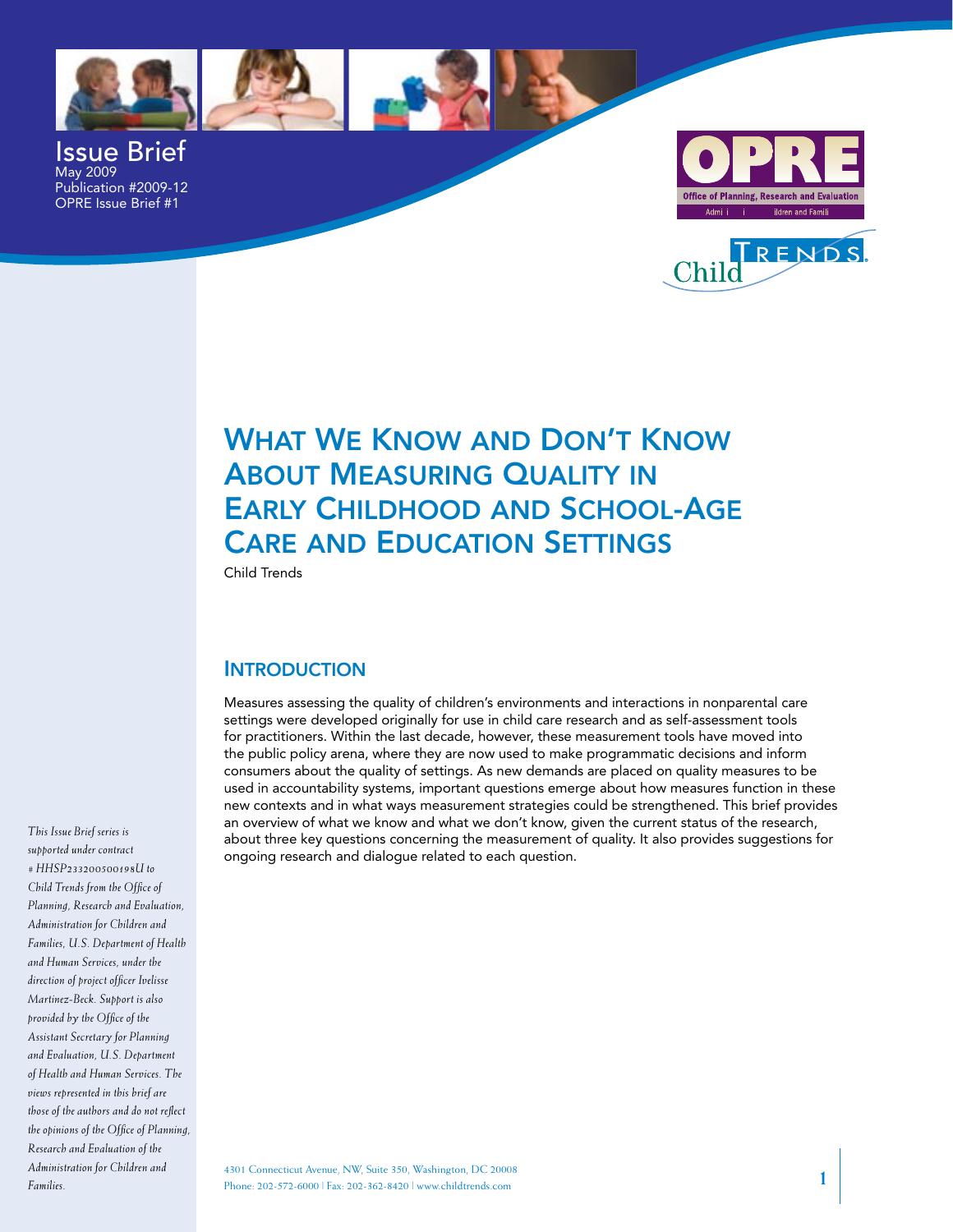Issue Brief
May 2009
Publication #2009-12
OPRE Issue Brief #1

# What We Know and Don't Know About Measuring Quality in Early Childhood and School-Age Care and Education Settings

Child Trends

## Introduction

Measures assessing the quality of children's environments and interactions in nonparental care settings were developed originally for use in child care research and as self-assessment tools for practitioners. Within the last decade, however, these measurement tools have moved into the public policy arena, where they are now used to make programmatic decisions and inform consumers about the quality of settings. As new demands are placed on quality measures to be used in accountability systems, important questions emerge about how measures function in these new contexts and in what ways measurement strategies could be strengthened. This brief provides an overview of what we know and what we don't know, given the current status of the research, about three key questions concerning the measurement of quality. It also provides suggestions for ongoing research and dialogue related to each question.

*This Issue Brief series is supported under contract # HHSP233200500198U to Child Trends from the Office of Planning, Research and Evaluation, Administration for Children and Families, U.S. Department of Health and Human Services, under the direction of project officer Ivelisse Martinez-Beck. Support is also provided by the Office of the Assistant Secretary for Planning and Evaluation, U.S. Department of Health and Human Services. The views represented in this brief are those of the authors and do not reflect the opinions of the Office of Planning, Research and Evaluation of the Administration for Children and Families.*

4301 Connecticut Avenue, NW, Suite 350, Washington, DC 20008
Phone: 202-572-6000 | Fax: 202-362-8420 | www.childtrends.com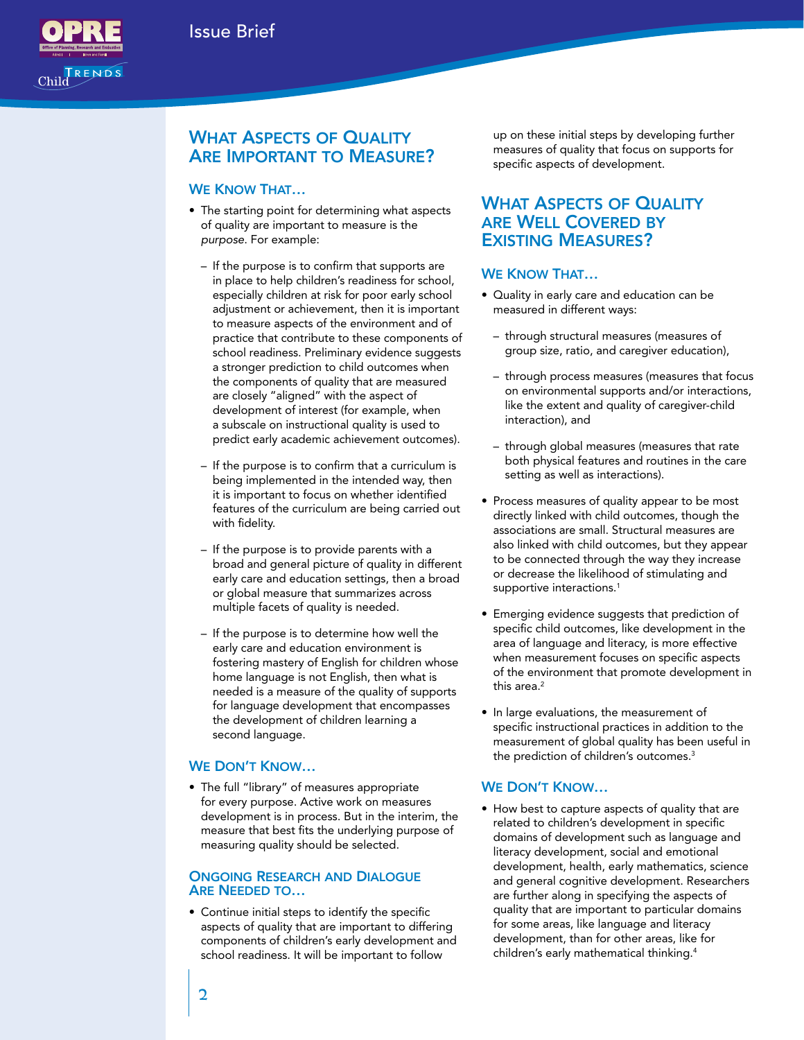## What Aspects of Quality Are Important to Measure?

### We Know That…

- The starting point for determining what aspects of quality are important to measure is the *purpose*. For example:
  - If the purpose is to confirm that supports are in place to help children's readiness for school, especially children at risk for poor early school adjustment or achievement, then it is important to measure aspects of the environment and of practice that contribute to these components of school readiness. Preliminary evidence suggests a stronger prediction to child outcomes when the components of quality that are measured are closely "aligned" with the aspect of development of interest (for example, when a subscale on instructional quality is used to predict early academic achievement outcomes).
  - If the purpose is to confirm that a curriculum is being implemented in the intended way, then it is important to focus on whether identified features of the curriculum are being carried out with fidelity.
  - If the purpose is to provide parents with a broad and general picture of quality in different early care and education settings, then a broad or global measure that summarizes across multiple facets of quality is needed.
  - If the purpose is to determine how well the early care and education environment is fostering mastery of English for children whose home language is not English, then what is needed is a measure of the quality of supports for language development that encompasses the development of children learning a second language.

### We Don't Know…

- The full "library" of measures appropriate for every purpose. Active work on measures development is in process. But in the interim, the measure that best fits the underlying purpose of measuring quality should be selected.

### Ongoing Research and Dialogue Are Needed to…

- Continue initial steps to identify the specific aspects of quality that are important to differing components of children's early development and school readiness. It will be important to follow up on these initial steps by developing further measures of quality that focus on supports for specific aspects of development.

## What Aspects of Quality Are Well Covered by Existing Measures?

### We Know That…

- Quality in early care and education can be measured in different ways:
  - through structural measures (measures of group size, ratio, and caregiver education),
  - through process measures (measures that focus on environmental supports and/or interactions, like the extent and quality of caregiver-child interaction), and
  - through global measures (measures that rate both physical features and routines in the care setting as well as interactions).
- Process measures of quality appear to be most directly linked with child outcomes, though the associations are small. Structural measures are also linked with child outcomes, but they appear to be connected through the way they increase or decrease the likelihood of stimulating and supportive interactions.[1]
- Emerging evidence suggests that prediction of specific child outcomes, like development in the area of language and literacy, is more effective when measurement focuses on specific aspects of the environment that promote development in this area.[2]
- In large evaluations, the measurement of specific instructional practices in addition to the measurement of global quality has been useful in the prediction of children's outcomes.[3]

### We Don't Know…

- How best to capture aspects of quality that are related to children's development in specific domains of development such as language and literacy development, social and emotional development, health, early mathematics, science and general cognitive development. Researchers are further along in specifying the aspects of quality that are important to particular domains for some areas, like language and literacy development, than for other areas, like for children's early mathematical thinking.[4]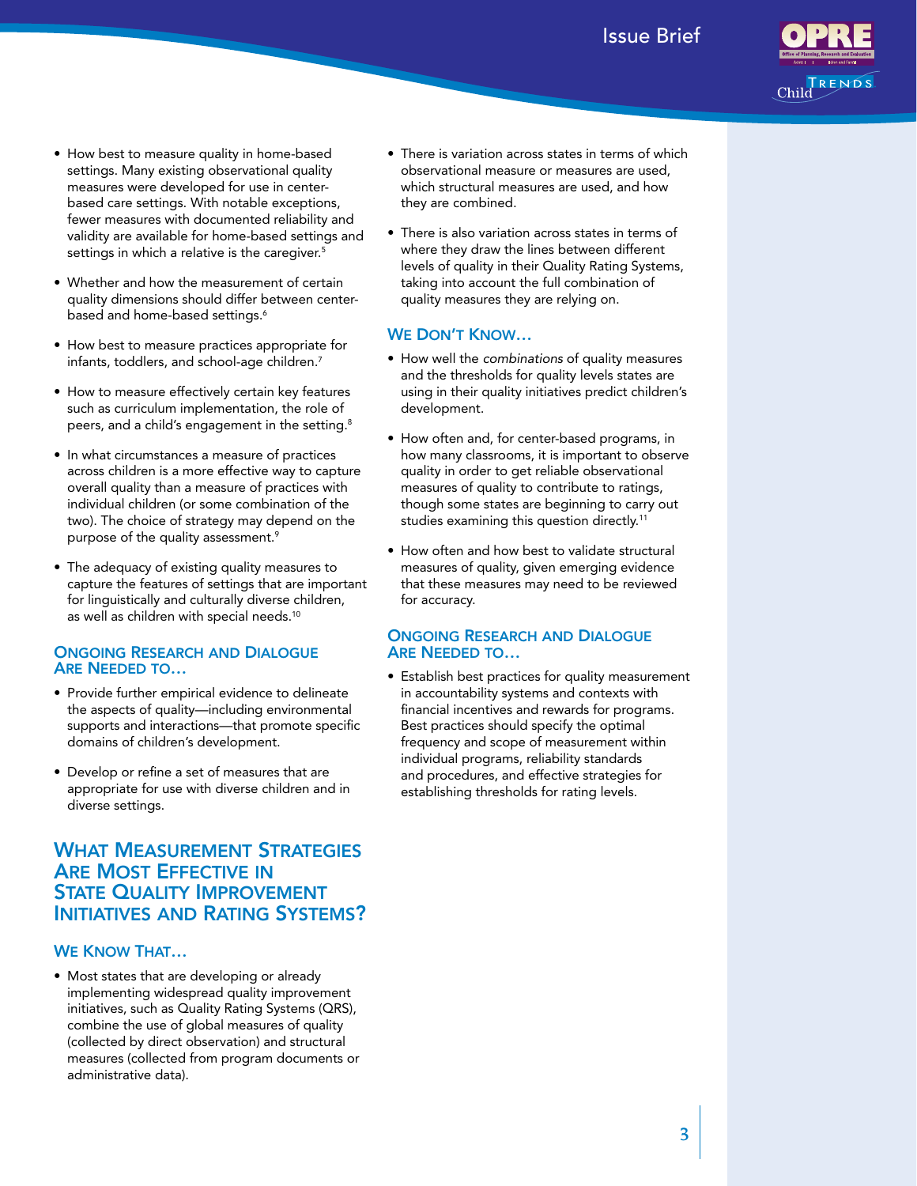- How best to measure quality in home-based settings. Many existing observational quality measures were developed for use in center-based care settings. With notable exceptions, fewer measures with documented reliability and validity are available for home-based settings and settings in which a relative is the caregiver.[5]

- Whether and how the measurement of certain quality dimensions should differ between center-based and home-based settings.[6]

- How best to measure practices appropriate for infants, toddlers, and school-age children.[7]

- How to measure effectively certain key features such as curriculum implementation, the role of peers, and a child's engagement in the setting.[8]

- In what circumstances a measure of practices across children is a more effective way to capture overall quality than a measure of practices with individual children (or some combination of the two). The choice of strategy may depend on the purpose of the quality assessment.[9]

- The adequacy of existing quality measures to capture the features of settings that are important for linguistically and culturally diverse children, as well as children with special needs.[10]

### Ongoing Research and Dialogue Are Needed to…

- Provide further empirical evidence to delineate the aspects of quality—including environmental supports and interactions—that promote specific domains of children's development.

- Develop or refine a set of measures that are appropriate for use with diverse children and in diverse settings.

## What Measurement Strategies Are Most Effective in State Quality Improvement Initiatives and Rating Systems?

### We Know That…

- Most states that are developing or already implementing widespread quality improvement initiatives, such as Quality Rating Systems (QRS), combine the use of global measures of quality (collected by direct observation) and structural measures (collected from program documents or administrative data).

- There is variation across states in terms of which observational measure or measures are used, which structural measures are used, and how they are combined.

- There is also variation across states in terms of where they draw the lines between different levels of quality in their Quality Rating Systems, taking into account the full combination of quality measures they are relying on.

### We Don't Know…

- How well the *combinations* of quality measures and the thresholds for quality levels states are using in their quality initiatives predict children's development.

- How often and, for center-based programs, in how many classrooms, it is important to observe quality in order to get reliable observational measures of quality to contribute to ratings, though some states are beginning to carry out studies examining this question directly.[11]

- How often and how best to validate structural measures of quality, given emerging evidence that these measures may need to be reviewed for accuracy.

### Ongoing Research and Dialogue Are Needed to…

- Establish best practices for quality measurement in accountability systems and contexts with financial incentives and rewards for programs. Best practices should specify the optimal frequency and scope of measurement within individual programs, reliability standards and procedures, and effective strategies for establishing thresholds for rating levels.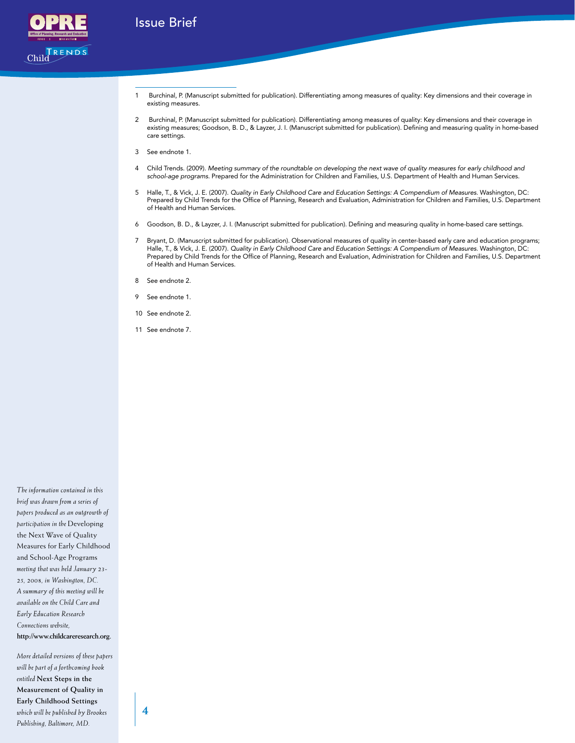1. Burchinal, P. (Manuscript submitted for publication). Differentiating among measures of quality: Key dimensions and their coverage in existing measures.

2. Burchinal, P. (Manuscript submitted for publication). Differentiating among measures of quality: Key dimensions and their coverage in existing measures; Goodson, B. D., & Layzer, J. I. (Manuscript submitted for publication). Defining and measuring quality in home-based care settings.

3. See endnote 1.

4. Child Trends. (2009). *Meeting summary of the roundtable on developing the next wave of quality measures for early childhood and school-age programs.* Prepared for the Administration for Children and Families, U.S. Department of Health and Human Services.

5. Halle, T., & Vick, J. E. (2007). *Quality in Early Childhood Care and Education Settings: A Compendium of Measures.* Washington, DC: Prepared by Child Trends for the Office of Planning, Research and Evaluation, Administration for Children and Families, U.S. Department of Health and Human Services.

6. Goodson, B. D., & Layzer, J. I. (Manuscript submitted for publication). Defining and measuring quality in home-based care settings.

7. Bryant, D. (Manuscript submitted for publication). Observational measures of quality in center-based early care and education programs; Halle, T., & Vick, J. E. (2007). *Quality in Early Childhood Care and Education Settings: A Compendium of Measures.* Washington, DC: Prepared by Child Trends for the Office of Planning, Research and Evaluation, Administration for Children and Families, U.S. Department of Health and Human Services.

8. See endnote 2.

9. See endnote 1.

10. See endnote 2.

11. See endnote 7.

*The information contained in this brief was drawn from a series of papers produced as an outgrowth of participation in the* Developing the Next Wave of Quality Measures for Early Childhood and School-Age Programs *meeting that was held January 23-25, 2008, in Washington, DC. A summary of this meeting will be available on the Child Care and Early Education Research Connections website,* **http://www.childcareresearch.org**.

*More detailed versions of these papers will be part of a forthcoming book entitled* **Next Steps in the Measurement of Quality in Early Childhood Settings** *which will be published by Brookes Publishing, Baltimore, MD.*